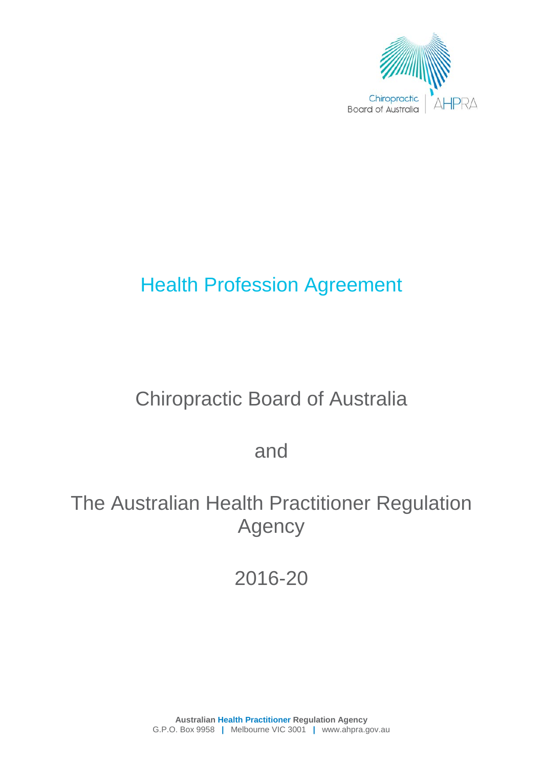Chiropractic Board of Australia | AHPRA

# Health Profession Agreement

## Chiropractic Board of Australia

## and

## The Australian Health Practitioner Regulation Agency

## 2016-20

**Australian Health Practitioner Regulation Agency**
G.P.O. Box 9958 | Melbourne VIC 3001 | www.ahpra.gov.au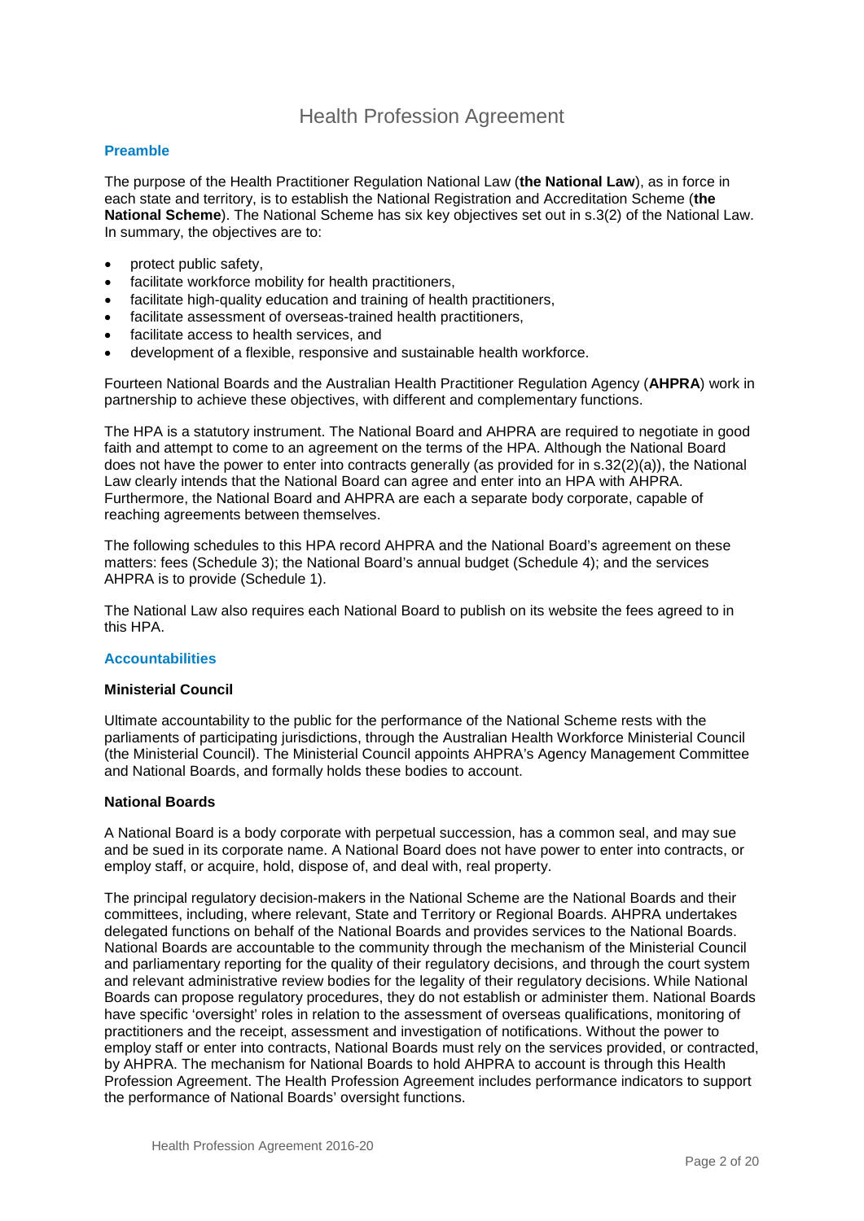# Health Profession Agreement

## Preamble

The purpose of the Health Practitioner Regulation National Law (**the National Law**), as in force in each state and territory, is to establish the National Registration and Accreditation Scheme (**the National Scheme**). The National Scheme has six key objectives set out in s.3(2) of the National Law. In summary, the objectives are to:

- protect public safety,
- facilitate workforce mobility for health practitioners,
- facilitate high-quality education and training of health practitioners,
- facilitate assessment of overseas-trained health practitioners,
- facilitate access to health services, and
- development of a flexible, responsive and sustainable health workforce.

Fourteen National Boards and the Australian Health Practitioner Regulation Agency (**AHPRA**) work in partnership to achieve these objectives, with different and complementary functions.

The HPA is a statutory instrument. The National Board and AHPRA are required to negotiate in good faith and attempt to come to an agreement on the terms of the HPA. Although the National Board does not have the power to enter into contracts generally (as provided for in s.32(2)(a)), the National Law clearly intends that the National Board can agree and enter into an HPA with AHPRA. Furthermore, the National Board and AHPRA are each a separate body corporate, capable of reaching agreements between themselves.

The following schedules to this HPA record AHPRA and the National Board's agreement on these matters: fees (Schedule 3); the National Board's annual budget (Schedule 4); and the services AHPRA is to provide (Schedule 1).

The National Law also requires each National Board to publish on its website the fees agreed to in this HPA.

## Accountabilities

### Ministerial Council

Ultimate accountability to the public for the performance of the National Scheme rests with the parliaments of participating jurisdictions, through the Australian Health Workforce Ministerial Council (the Ministerial Council). The Ministerial Council appoints AHPRA's Agency Management Committee and National Boards, and formally holds these bodies to account.

### National Boards

A National Board is a body corporate with perpetual succession, has a common seal, and may sue and be sued in its corporate name. A National Board does not have power to enter into contracts, or employ staff, or acquire, hold, dispose of, and deal with, real property.

The principal regulatory decision-makers in the National Scheme are the National Boards and their committees, including, where relevant, State and Territory or Regional Boards. AHPRA undertakes delegated functions on behalf of the National Boards and provides services to the National Boards. National Boards are accountable to the community through the mechanism of the Ministerial Council and parliamentary reporting for the quality of their regulatory decisions, and through the court system and relevant administrative review bodies for the legality of their regulatory decisions. While National Boards can propose regulatory procedures, they do not establish or administer them. National Boards have specific 'oversight' roles in relation to the assessment of overseas qualifications, monitoring of practitioners and the receipt, assessment and investigation of notifications. Without the power to employ staff or enter into contracts, National Boards must rely on the services provided, or contracted, by AHPRA. The mechanism for National Boards to hold AHPRA to account is through this Health Profession Agreement. The Health Profession Agreement includes performance indicators to support the performance of National Boards' oversight functions.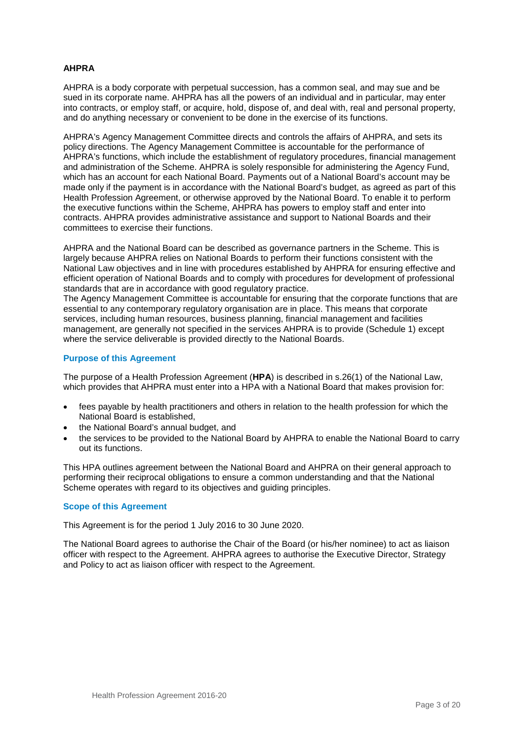**AHPRA**

AHPRA is a body corporate with perpetual succession, has a common seal, and may sue and be sued in its corporate name. AHPRA has all the powers of an individual and in particular, may enter into contracts, or employ staff, or acquire, hold, dispose of, and deal with, real and personal property, and do anything necessary or convenient to be done in the exercise of its functions.

AHPRA's Agency Management Committee directs and controls the affairs of AHPRA, and sets its policy directions. The Agency Management Committee is accountable for the performance of AHPRA's functions, which include the establishment of regulatory procedures, financial management and administration of the Scheme. AHPRA is solely responsible for administering the Agency Fund, which has an account for each National Board. Payments out of a National Board's account may be made only if the payment is in accordance with the National Board's budget, as agreed as part of this Health Profession Agreement, or otherwise approved by the National Board. To enable it to perform the executive functions within the Scheme, AHPRA has powers to employ staff and enter into contracts. AHPRA provides administrative assistance and support to National Boards and their committees to exercise their functions.

AHPRA and the National Board can be described as governance partners in the Scheme. This is largely because AHPRA relies on National Boards to perform their functions consistent with the National Law objectives and in line with procedures established by AHPRA for ensuring effective and efficient operation of National Boards and to comply with procedures for development of professional standards that are in accordance with good regulatory practice.
The Agency Management Committee is accountable for ensuring that the corporate functions that are essential to any contemporary regulatory organisation are in place. This means that corporate services, including human resources, business planning, financial management and facilities management, are generally not specified in the services AHPRA is to provide (Schedule 1) except where the service deliverable is provided directly to the National Boards.

### Purpose of this Agreement

The purpose of a Health Profession Agreement (**HPA**) is described in s.26(1) of the National Law, which provides that AHPRA must enter into a HPA with a National Board that makes provision for:

- fees payable by health practitioners and others in relation to the health profession for which the National Board is established,
- the National Board's annual budget, and
- the services to be provided to the National Board by AHPRA to enable the National Board to carry out its functions.

This HPA outlines agreement between the National Board and AHPRA on their general approach to performing their reciprocal obligations to ensure a common understanding and that the National Scheme operates with regard to its objectives and guiding principles.

### Scope of this Agreement

This Agreement is for the period 1 July 2016 to 30 June 2020.

The National Board agrees to authorise the Chair of the Board (or his/her nominee) to act as liaison officer with respect to the Agreement. AHPRA agrees to authorise the Executive Director, Strategy and Policy to act as liaison officer with respect to the Agreement.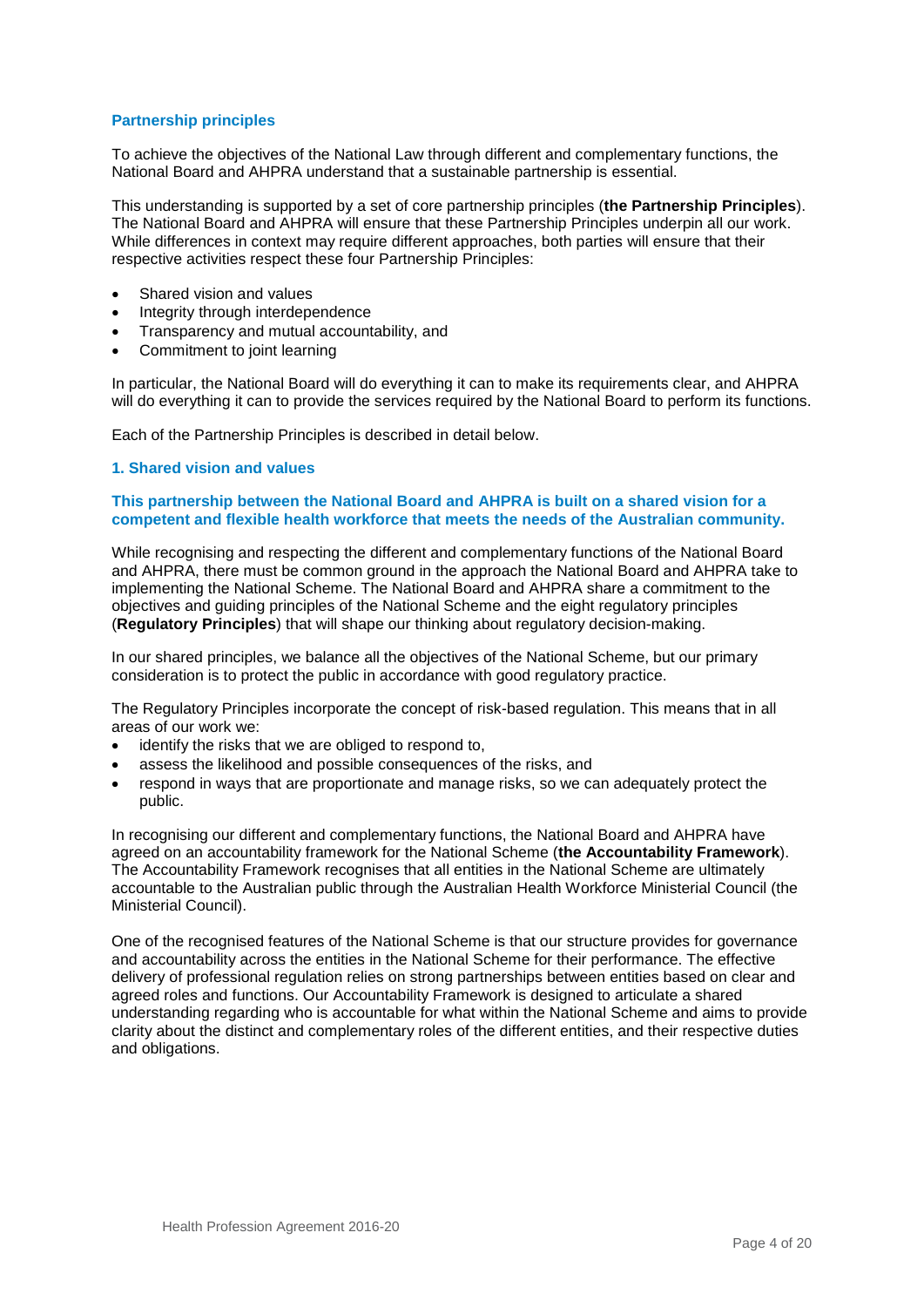## Partnership principles

To achieve the objectives of the National Law through different and complementary functions, the National Board and AHPRA understand that a sustainable partnership is essential.

This understanding is supported by a set of core partnership principles (**the Partnership Principles**). The National Board and AHPRA will ensure that these Partnership Principles underpin all our work. While differences in context may require different approaches, both parties will ensure that their respective activities respect these four Partnership Principles:

- Shared vision and values
- Integrity through interdependence
- Transparency and mutual accountability, and
- Commitment to joint learning

In particular, the National Board will do everything it can to make its requirements clear, and AHPRA will do everything it can to provide the services required by the National Board to perform its functions.

Each of the Partnership Principles is described in detail below.

### 1. Shared vision and values

**This partnership between the National Board and AHPRA is built on a shared vision for a competent and flexible health workforce that meets the needs of the Australian community.**

While recognising and respecting the different and complementary functions of the National Board and AHPRA, there must be common ground in the approach the National Board and AHPRA take to implementing the National Scheme. The National Board and AHPRA share a commitment to the objectives and guiding principles of the National Scheme and the eight regulatory principles (**Regulatory Principles**) that will shape our thinking about regulatory decision-making.

In our shared principles, we balance all the objectives of the National Scheme, but our primary consideration is to protect the public in accordance with good regulatory practice.

The Regulatory Principles incorporate the concept of risk-based regulation. This means that in all areas of our work we:

- identify the risks that we are obliged to respond to,
- assess the likelihood and possible consequences of the risks, and
- respond in ways that are proportionate and manage risks, so we can adequately protect the public.

In recognising our different and complementary functions, the National Board and AHPRA have agreed on an accountability framework for the National Scheme (**the Accountability Framework**). The Accountability Framework recognises that all entities in the National Scheme are ultimately accountable to the Australian public through the Australian Health Workforce Ministerial Council (the Ministerial Council).

One of the recognised features of the National Scheme is that our structure provides for governance and accountability across the entities in the National Scheme for their performance. The effective delivery of professional regulation relies on strong partnerships between entities based on clear and agreed roles and functions. Our Accountability Framework is designed to articulate a shared understanding regarding who is accountable for what within the National Scheme and aims to provide clarity about the distinct and complementary roles of the different entities, and their respective duties and obligations.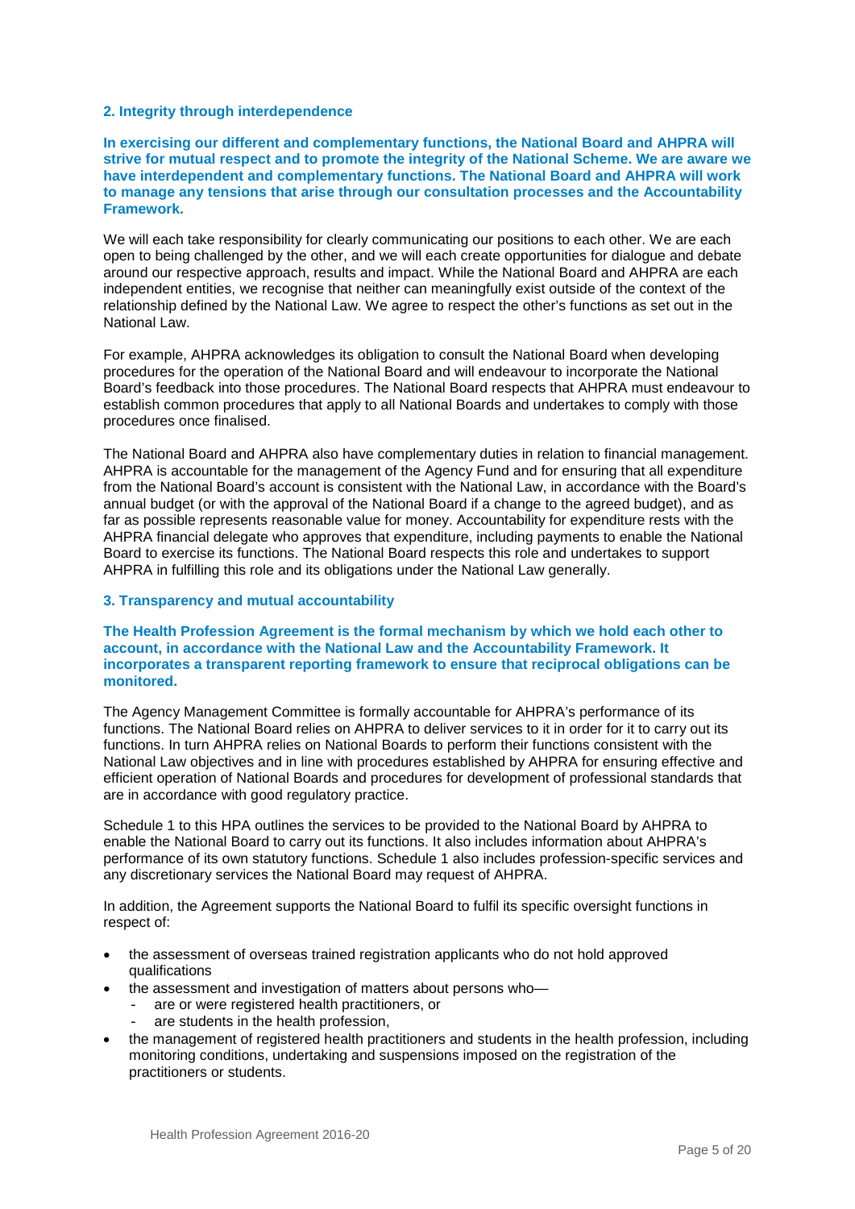## 2. Integrity through interdependence

**In exercising our different and complementary functions, the National Board and AHPRA will strive for mutual respect and to promote the integrity of the National Scheme. We are aware we have interdependent and complementary functions. The National Board and AHPRA will work to manage any tensions that arise through our consultation processes and the Accountability Framework.**

We will each take responsibility for clearly communicating our positions to each other. We are each open to being challenged by the other, and we will each create opportunities for dialogue and debate around our respective approach, results and impact. While the National Board and AHPRA are each independent entities, we recognise that neither can meaningfully exist outside of the context of the relationship defined by the National Law. We agree to respect the other's functions as set out in the National Law.

For example, AHPRA acknowledges its obligation to consult the National Board when developing procedures for the operation of the National Board and will endeavour to incorporate the National Board's feedback into those procedures. The National Board respects that AHPRA must endeavour to establish common procedures that apply to all National Boards and undertakes to comply with those procedures once finalised.

The National Board and AHPRA also have complementary duties in relation to financial management. AHPRA is accountable for the management of the Agency Fund and for ensuring that all expenditure from the National Board's account is consistent with the National Law, in accordance with the Board's annual budget (or with the approval of the National Board if a change to the agreed budget), and as far as possible represents reasonable value for money. Accountability for expenditure rests with the AHPRA financial delegate who approves that expenditure, including payments to enable the National Board to exercise its functions. The National Board respects this role and undertakes to support AHPRA in fulfilling this role and its obligations under the National Law generally.

## 3. Transparency and mutual accountability

**The Health Profession Agreement is the formal mechanism by which we hold each other to account, in accordance with the National Law and the Accountability Framework. It incorporates a transparent reporting framework to ensure that reciprocal obligations can be monitored.**

The Agency Management Committee is formally accountable for AHPRA's performance of its functions. The National Board relies on AHPRA to deliver services to it in order for it to carry out its functions. In turn AHPRA relies on National Boards to perform their functions consistent with the National Law objectives and in line with procedures established by AHPRA for ensuring effective and efficient operation of National Boards and procedures for development of professional standards that are in accordance with good regulatory practice.

Schedule 1 to this HPA outlines the services to be provided to the National Board by AHPRA to enable the National Board to carry out its functions. It also includes information about AHPRA's performance of its own statutory functions. Schedule 1 also includes profession-specific services and any discretionary services the National Board may request of AHPRA.

In addition, the Agreement supports the National Board to fulfil its specific oversight functions in respect of:

- the assessment of overseas trained registration applicants who do not hold approved qualifications
- the assessment and investigation of matters about persons who—
  - are or were registered health practitioners, or
  - are students in the health profession,
- the management of registered health practitioners and students in the health profession, including monitoring conditions, undertaking and suspensions imposed on the registration of the practitioners or students.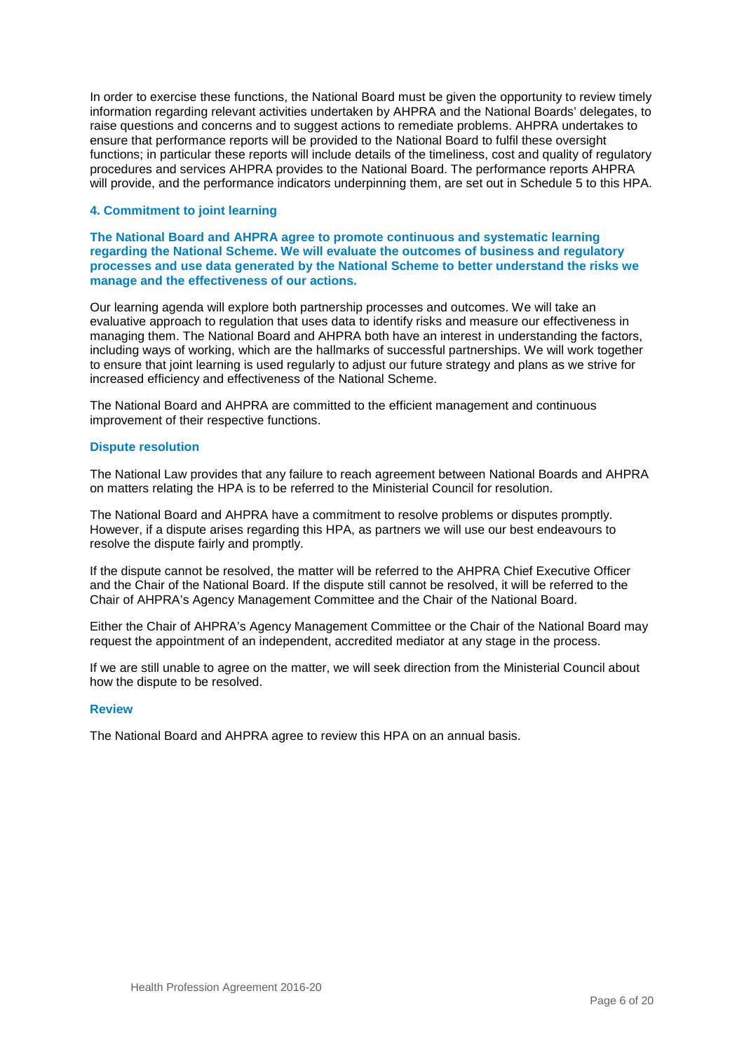In order to exercise these functions, the National Board must be given the opportunity to review timely information regarding relevant activities undertaken by AHPRA and the National Boards' delegates, to raise questions and concerns and to suggest actions to remediate problems. AHPRA undertakes to ensure that performance reports will be provided to the National Board to fulfil these oversight functions; in particular these reports will include details of the timeliness, cost and quality of regulatory procedures and services AHPRA provides to the National Board. The performance reports AHPRA will provide, and the performance indicators underpinning them, are set out in Schedule 5 to this HPA.

### 4. Commitment to joint learning

**The National Board and AHPRA agree to promote continuous and systematic learning regarding the National Scheme. We will evaluate the outcomes of business and regulatory processes and use data generated by the National Scheme to better understand the risks we manage and the effectiveness of our actions.**

Our learning agenda will explore both partnership processes and outcomes. We will take an evaluative approach to regulation that uses data to identify risks and measure our effectiveness in managing them. The National Board and AHPRA both have an interest in understanding the factors, including ways of working, which are the hallmarks of successful partnerships. We will work together to ensure that joint learning is used regularly to adjust our future strategy and plans as we strive for increased efficiency and effectiveness of the National Scheme.

The National Board and AHPRA are committed to the efficient management and continuous improvement of their respective functions.

### Dispute resolution

The National Law provides that any failure to reach agreement between National Boards and AHPRA on matters relating the HPA is to be referred to the Ministerial Council for resolution.

The National Board and AHPRA have a commitment to resolve problems or disputes promptly. However, if a dispute arises regarding this HPA, as partners we will use our best endeavours to resolve the dispute fairly and promptly.

If the dispute cannot be resolved, the matter will be referred to the AHPRA Chief Executive Officer and the Chair of the National Board. If the dispute still cannot be resolved, it will be referred to the Chair of AHPRA's Agency Management Committee and the Chair of the National Board.

Either the Chair of AHPRA's Agency Management Committee or the Chair of the National Board may request the appointment of an independent, accredited mediator at any stage in the process.

If we are still unable to agree on the matter, we will seek direction from the Ministerial Council about how the dispute to be resolved.

### Review

The National Board and AHPRA agree to review this HPA on an annual basis.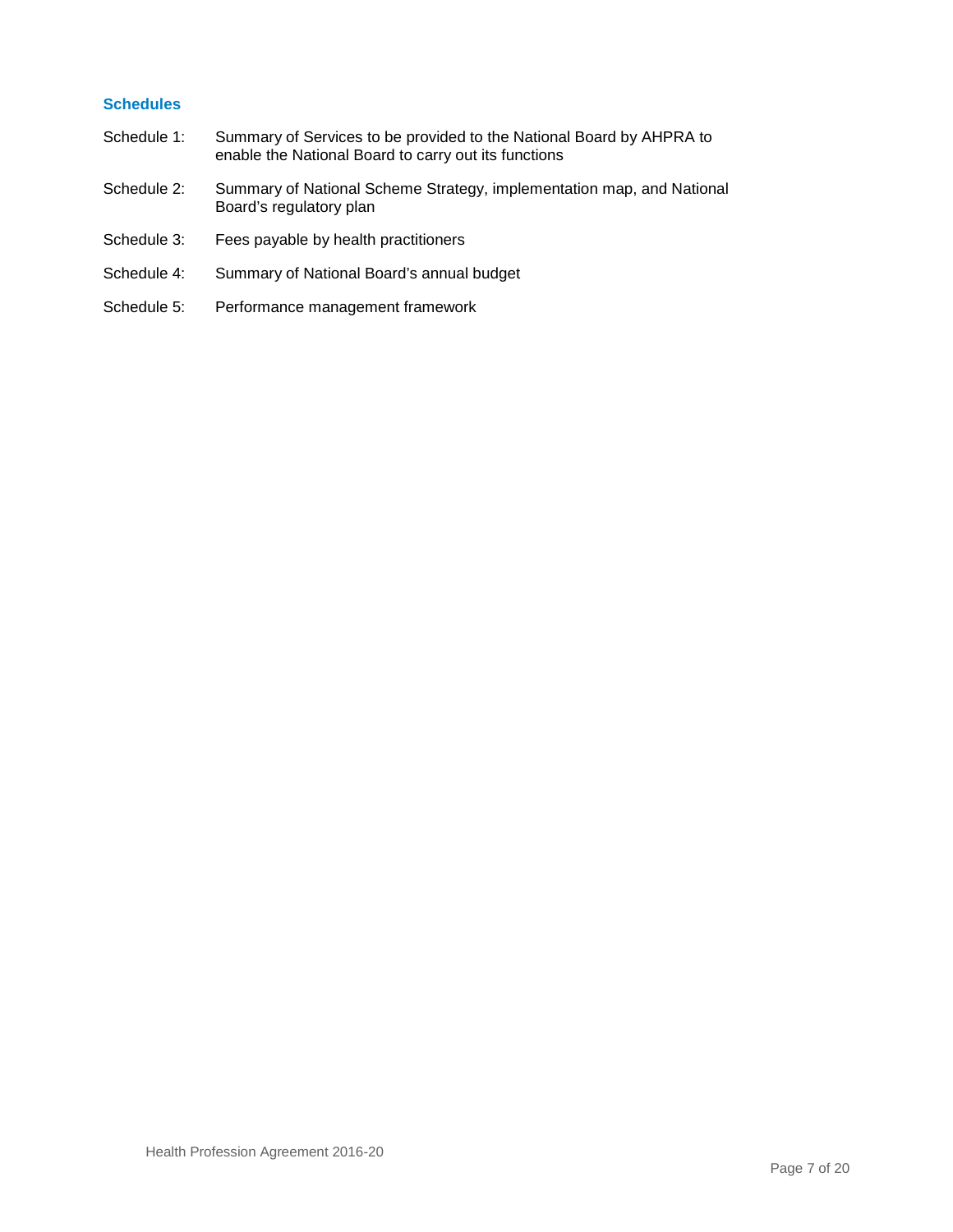### Schedules

Schedule 1: Summary of Services to be provided to the National Board by AHPRA to enable the National Board to carry out its functions

Schedule 2: Summary of National Scheme Strategy, implementation map, and National Board's regulatory plan

Schedule 3: Fees payable by health practitioners

Schedule 4: Summary of National Board's annual budget

Schedule 5: Performance management framework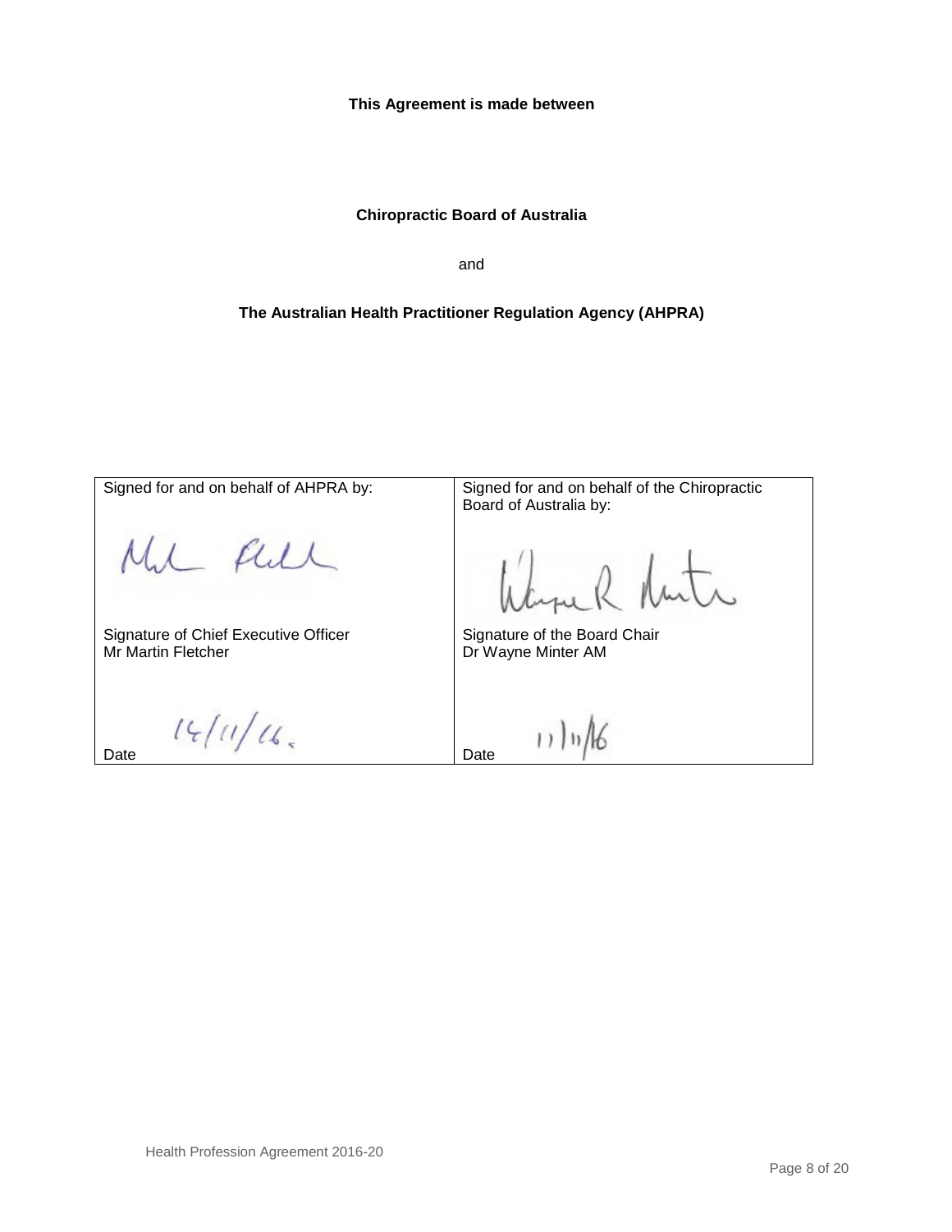**This Agreement is made between**

**Chiropractic Board of Australia**

and

**The Australian Health Practitioner Regulation Agency (AHPRA)**

| Signed for and on behalf of AHPRA by: | Signed for and on behalf of the Chiropractic Board of Australia by: |
| --- | --- |
| Signature of Chief Executive Officer<br>Mr Martin Fletcher | Signature of the Board Chair<br>Dr Wayne Minter AM |
| Date 14/11/16. | Date 11/11/16 |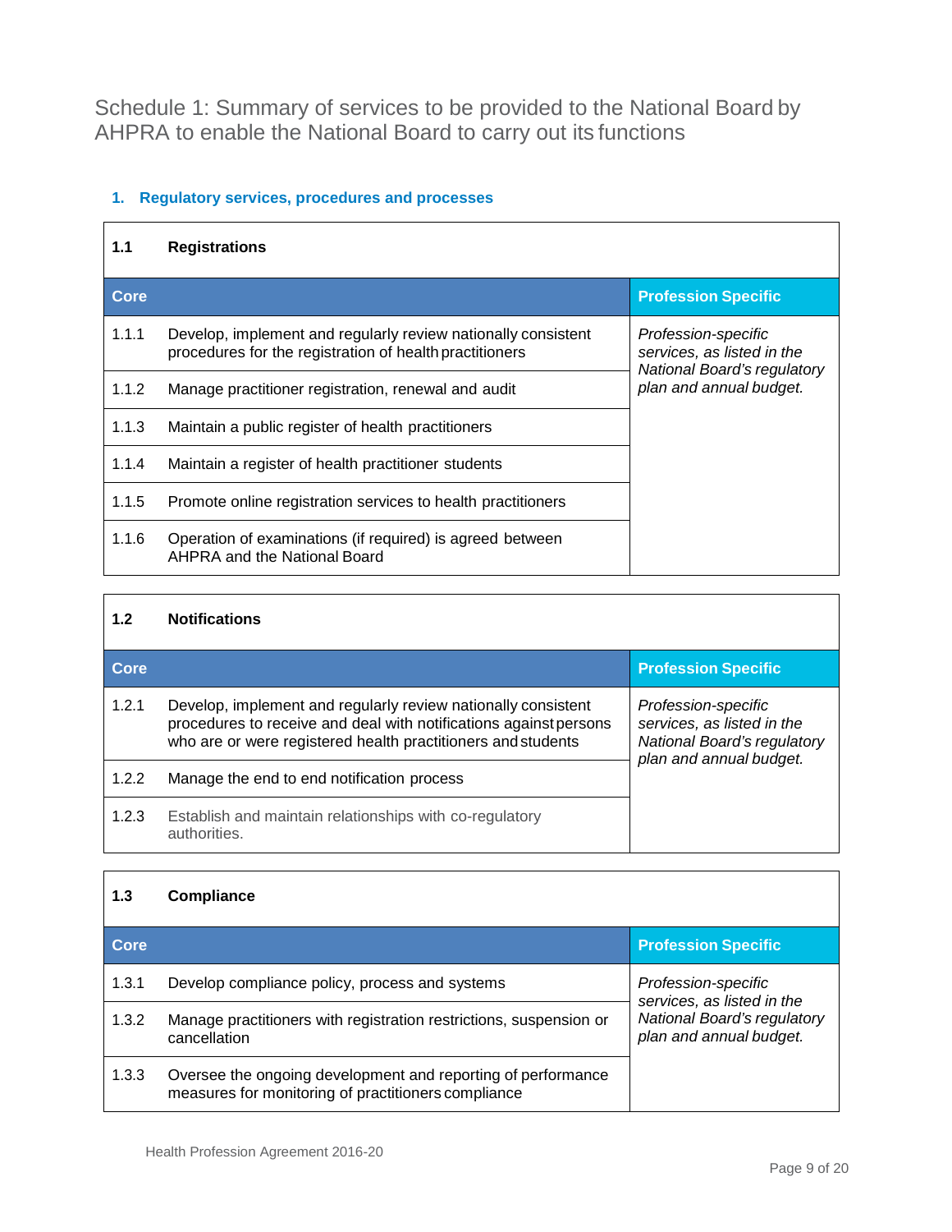## Schedule 1: Summary of services to be provided to the National Board by AHPRA to enable the National Board to carry out its functions

### 1. Regulatory services, procedures and processes

**1.1 Registrations**

| Core | | Profession Specific |
|---|---|---|
| 1.1.1 | Develop, implement and regularly review nationally consistent procedures for the registration of health practitioners | *Profession-specific services, as listed in the National Board's regulatory plan and annual budget.* |
| 1.1.2 | Manage practitioner registration, renewal and audit | |
| 1.1.3 | Maintain a public register of health practitioners | |
| 1.1.4 | Maintain a register of health practitioner students | |
| 1.1.5 | Promote online registration services to health practitioners | |
| 1.1.6 | Operation of examinations (if required) is agreed between AHPRA and the National Board | |

**1.2 Notifications**

| Core | | Profession Specific |
|---|---|---|
| 1.2.1 | Develop, implement and regularly review nationally consistent procedures to receive and deal with notifications against persons who are or were registered health practitioners and students | *Profession-specific services, as listed in the National Board's regulatory plan and annual budget.* |
| 1.2.2 | Manage the end to end notification process | |
| 1.2.3 | Establish and maintain relationships with co-regulatory authorities. | |

**1.3 Compliance**

| Core | | Profession Specific |
|---|---|---|
| 1.3.1 | Develop compliance policy, process and systems | *Profession-specific services, as listed in the National Board's regulatory plan and annual budget.* |
| 1.3.2 | Manage practitioners with registration restrictions, suspension or cancellation | |
| 1.3.3 | Oversee the ongoing development and reporting of performance measures for monitoring of practitioners compliance | |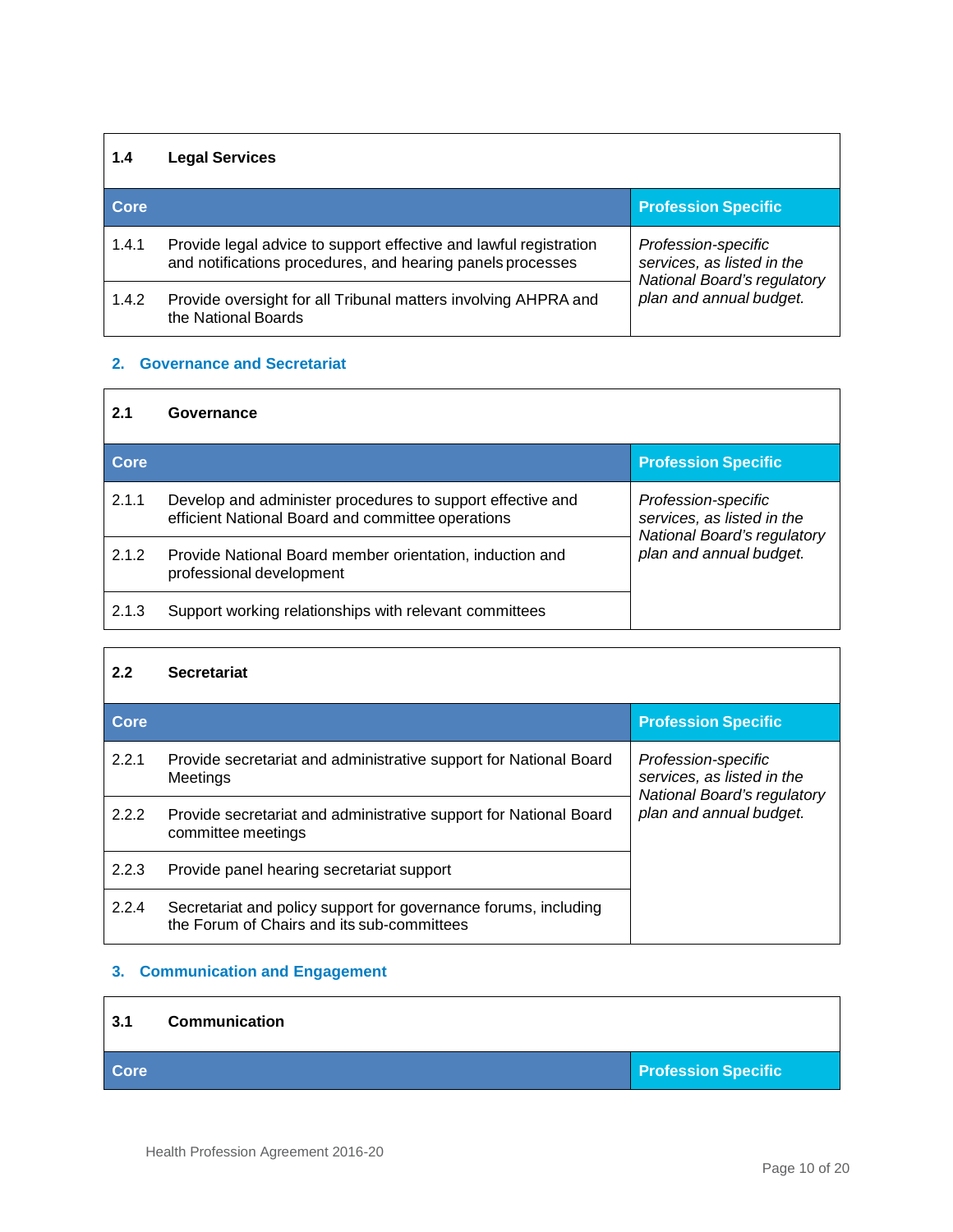| 1.4 | Legal Services | |
|---|---|---|
| **Core** | | **Profession Specific** |
| 1.4.1 | Provide legal advice to support effective and lawful registration and notifications procedures, and hearing panels processes | *Profession-specific services, as listed in the National Board's regulatory plan and annual budget.* |
| 1.4.2 | Provide oversight for all Tribunal matters involving AHPRA and the National Boards | |

## 2. Governance and Secretariat

| 2.1 | Governance | |
|---|---|---|
| **Core** | | **Profession Specific** |
| 2.1.1 | Develop and administer procedures to support effective and efficient National Board and committee operations | *Profession-specific services, as listed in the National Board's regulatory plan and annual budget.* |
| 2.1.2 | Provide National Board member orientation, induction and professional development | |
| 2.1.3 | Support working relationships with relevant committees | |

| 2.2 | Secretariat | |
|---|---|---|
| **Core** | | **Profession Specific** |
| 2.2.1 | Provide secretariat and administrative support for National Board Meetings | *Profession-specific services, as listed in the National Board's regulatory plan and annual budget.* |
| 2.2.2 | Provide secretariat and administrative support for National Board committee meetings | |
| 2.2.3 | Provide panel hearing secretariat support | |
| 2.2.4 | Secretariat and policy support for governance forums, including the Forum of Chairs and its sub-committees | |

## 3. Communication and Engagement

| 3.1 | Communication | |
|---|---|---|
| **Core** | | **Profession Specific** |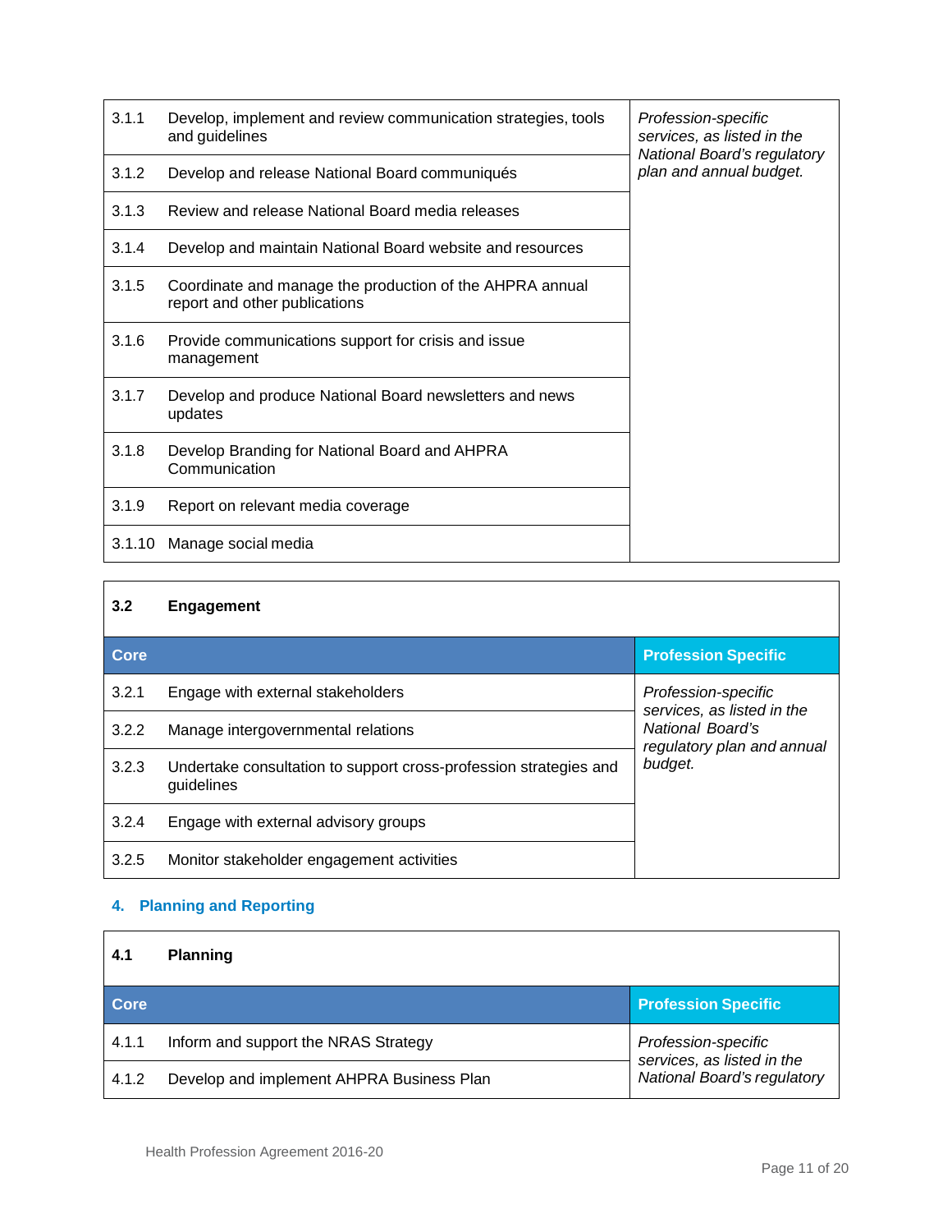| | | |
|---|---|---|
| 3.1.1 | Develop, implement and review communication strategies, tools and guidelines | *Profession-specific services, as listed in the National Board's regulatory plan and annual budget.* |
| 3.1.2 | Develop and release National Board communiqués | |
| 3.1.3 | Review and release National Board media releases | |
| 3.1.4 | Develop and maintain National Board website and resources | |
| 3.1.5 | Coordinate and manage the production of the AHPRA annual report and other publications | |
| 3.1.6 | Provide communications support for crisis and issue management | |
| 3.1.7 | Develop and produce National Board newsletters and news updates | |
| 3.1.8 | Develop Branding for National Board and AHPRA Communication | |
| 3.1.9 | Report on relevant media coverage | |
| 3.1.10 | Manage social media | |

| **3.2** | **Engagement** | |
|---|---|---|
| **Core** | | **Profession Specific** |
| 3.2.1 | Engage with external stakeholders | *Profession-specific services, as listed in the National Board's regulatory plan and annual budget.* |
| 3.2.2 | Manage intergovernmental relations | |
| 3.2.3 | Undertake consultation to support cross-profession strategies and guidelines | |
| 3.2.4 | Engage with external advisory groups | |
| 3.2.5 | Monitor stakeholder engagement activities | |

## 4. Planning and Reporting

| **4.1** | **Planning** | |
|---|---|---|
| **Core** | | **Profession Specific** |
| 4.1.1 | Inform and support the NRAS Strategy | *Profession-specific services, as listed in the National Board's regulatory* |
| 4.1.2 | Develop and implement AHPRA Business Plan | |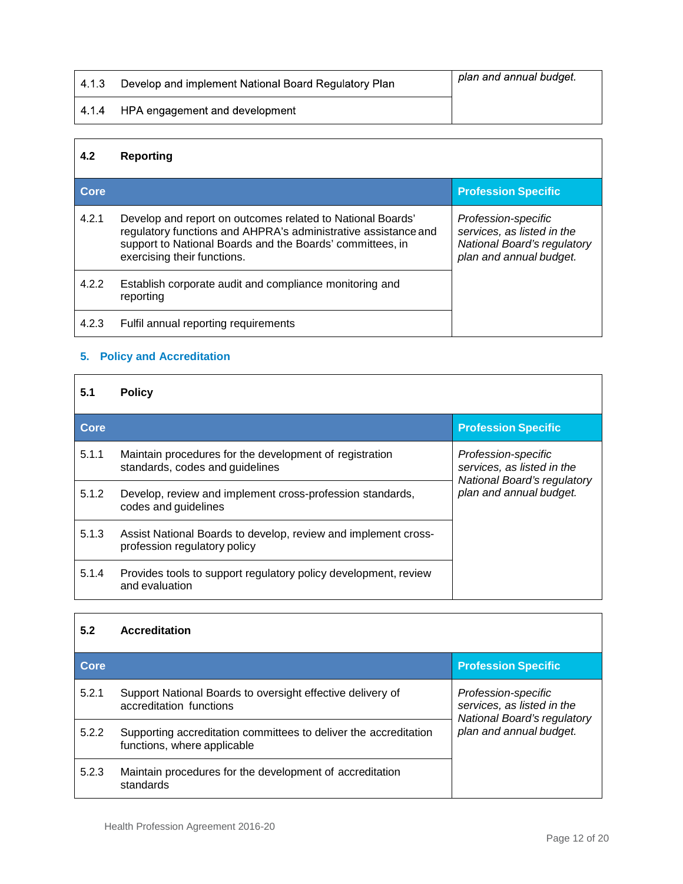| | | |
|---|---|---|
| 4.1.3 | Develop and implement National Board Regulatory Plan | *plan and annual budget.* |
| 4.1.4 | HPA engagement and development | |

| **4.2** | **Reporting** | |
|---|---|---|
| **Core** | | **Profession Specific** |
| 4.2.1 | Develop and report on outcomes related to National Boards' regulatory functions and AHPRA's administrative assistance and support to National Boards and the Boards' committees, in exercising their functions. | *Profession-specific services, as listed in the National Board's regulatory plan and annual budget.* |
| 4.2.2 | Establish corporate audit and compliance monitoring and reporting | |
| 4.2.3 | Fulfil annual reporting requirements | |

## 5. Policy and Accreditation

| **5.1** | **Policy** | |
|---|---|---|
| **Core** | | **Profession Specific** |
| 5.1.1 | Maintain procedures for the development of registration standards, codes and guidelines | *Profession-specific services, as listed in the National Board's regulatory plan and annual budget.* |
| 5.1.2 | Develop, review and implement cross-profession standards, codes and guidelines | |
| 5.1.3 | Assist National Boards to develop, review and implement cross-profession regulatory policy | |
| 5.1.4 | Provides tools to support regulatory policy development, review and evaluation | |

| **5.2** | **Accreditation** | |
|---|---|---|
| **Core** | | **Profession Specific** |
| 5.2.1 | Support National Boards to oversight effective delivery of accreditation functions | *Profession-specific services, as listed in the National Board's regulatory plan and annual budget.* |
| 5.2.2 | Supporting accreditation committees to deliver the accreditation functions, where applicable | |
| 5.2.3 | Maintain procedures for the development of accreditation standards | |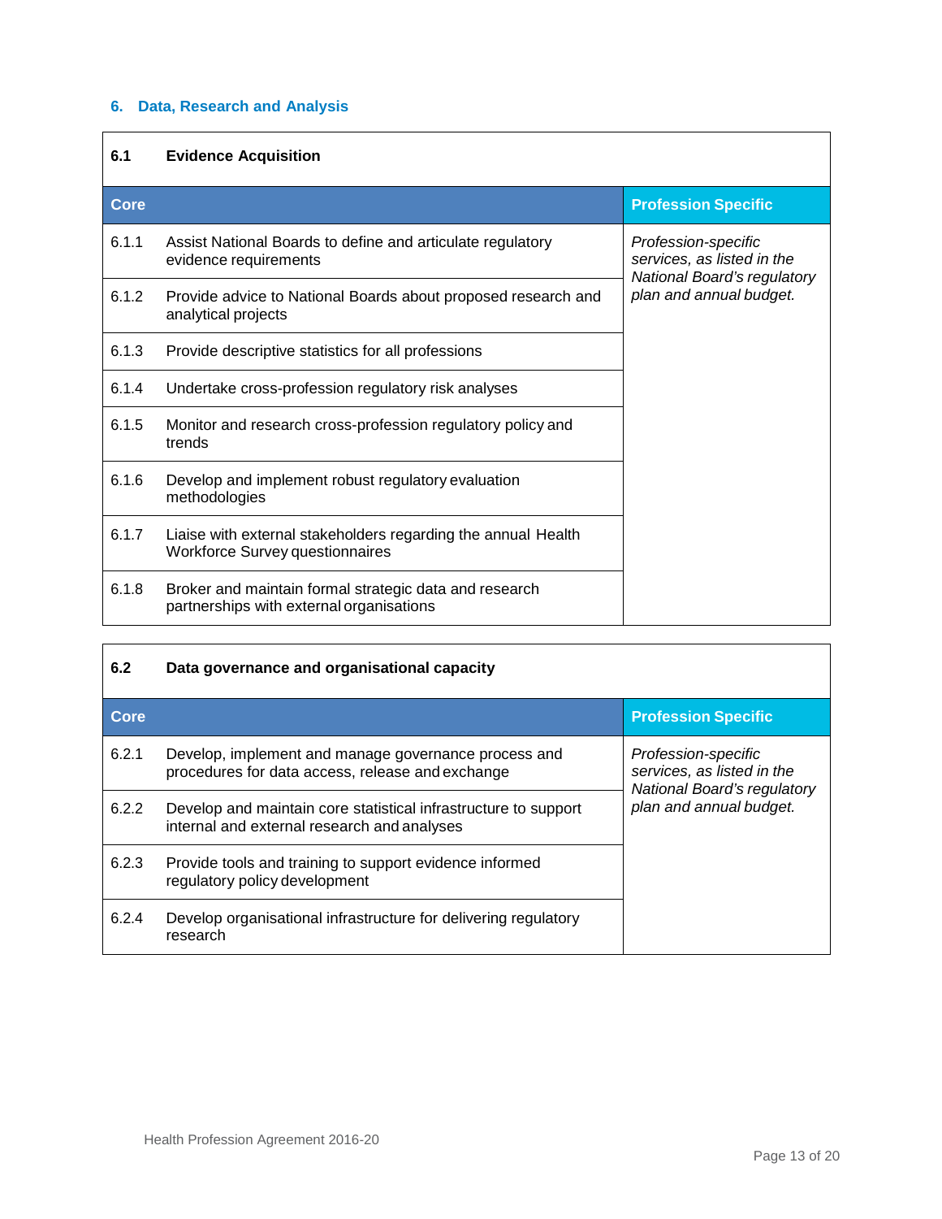## 6. Data, Research and Analysis

| **6.1** | **Evidence Acquisition** | |
|---|---|---|
| **Core** | | **Profession Specific** |
| 6.1.1 | Assist National Boards to define and articulate regulatory evidence requirements | *Profession-specific services, as listed in the National Board's regulatory plan and annual budget.* |
| 6.1.2 | Provide advice to National Boards about proposed research and analytical projects | |
| 6.1.3 | Provide descriptive statistics for all professions | |
| 6.1.4 | Undertake cross-profession regulatory risk analyses | |
| 6.1.5 | Monitor and research cross-profession regulatory policy and trends | |
| 6.1.6 | Develop and implement robust regulatory evaluation methodologies | |
| 6.1.7 | Liaise with external stakeholders regarding the annual Health Workforce Survey questionnaires | |
| 6.1.8 | Broker and maintain formal strategic data and research partnerships with external organisations | |

| **6.2** | **Data governance and organisational capacity** | |
|---|---|---|
| **Core** | | **Profession Specific** |
| 6.2.1 | Develop, implement and manage governance process and procedures for data access, release and exchange | *Profession-specific services, as listed in the National Board's regulatory plan and annual budget.* |
| 6.2.2 | Develop and maintain core statistical infrastructure to support internal and external research and analyses | |
| 6.2.3 | Provide tools and training to support evidence informed regulatory policy development | |
| 6.2.4 | Develop organisational infrastructure for delivering regulatory research | |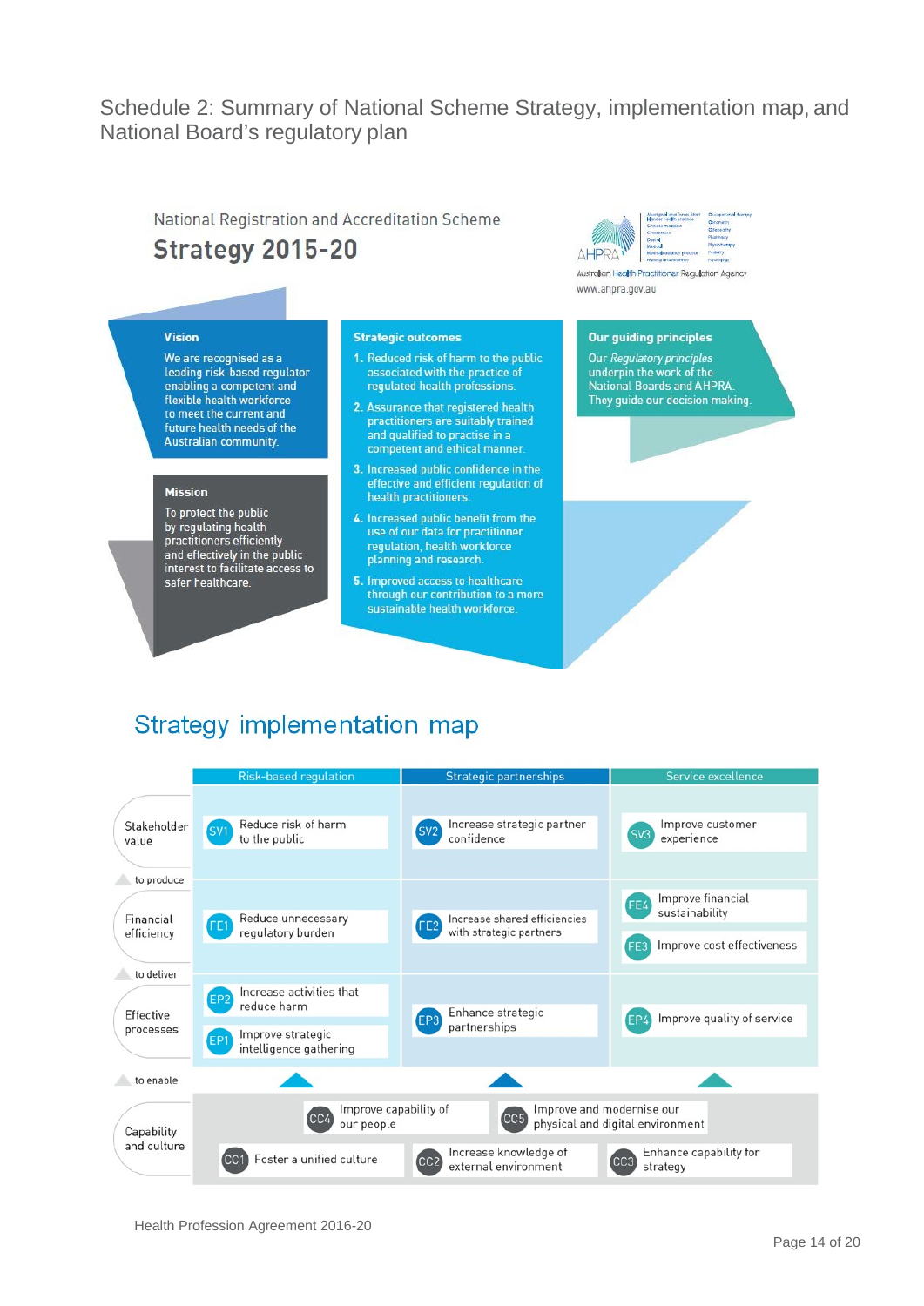# Schedule 2: Summary of National Scheme Strategy, implementation map, and National Board's regulatory plan

National Registration and Accreditation Scheme

## Strategy 2015-20

AHPRA
Australian Health Practitioner Regulation Agency
www.ahpra.gov.au

### Vision

We are recognised as a leading risk-based regulator enabling a competent and flexible health workforce to meet the current and future health needs of the Australian community.

### Mission

To protect the public by regulating health practitioners efficiently and effectively in the public interest to facilitate access to safer healthcare.

### Strategic outcomes

1. Reduced risk of harm to the public associated with the practice of regulated health professions.
2. Assurance that registered health practitioners are suitably trained and qualified to practise in a competent and ethical manner.
3. Increased public confidence in the effective and efficient regulation of health practitioners.
4. Increased public benefit from the use of our data for practitioner regulation, health workforce planning and research.
5. Improved access to healthcare through our contribution to a more sustainable health workforce.

### Our guiding principles

Our *Regulatory principles* underpin the work of the National Boards and AHPRA. They guide our decision making.

## Strategy implementation map

| | Risk-based regulation | Strategic partnerships | Service excellence |
|---|---|---|---|
| Stakeholder value | SV1 Reduce risk of harm to the public | SV2 Increase strategic partner confidence | SV3 Improve customer experience |
| *to produce* | | | |
| Financial efficiency | FE1 Reduce unnecessary regulatory burden | FE2 Increase shared efficiencies with strategic partners | FE4 Improve financial sustainability; FE3 Improve cost effectiveness |
| *to deliver* | | | |
| Effective processes | EP2 Increase activities that reduce harm; EP1 Improve strategic intelligence gathering | EP3 Enhance strategic partnerships | EP4 Improve quality of service |
| *to enable* | | | |
| Capability and culture | CC4 Improve capability of our people; CC1 Foster a unified culture | CC5 Improve and modernise our physical and digital environment; CC2 Increase knowledge of external environment | CC3 Enhance capability for strategy |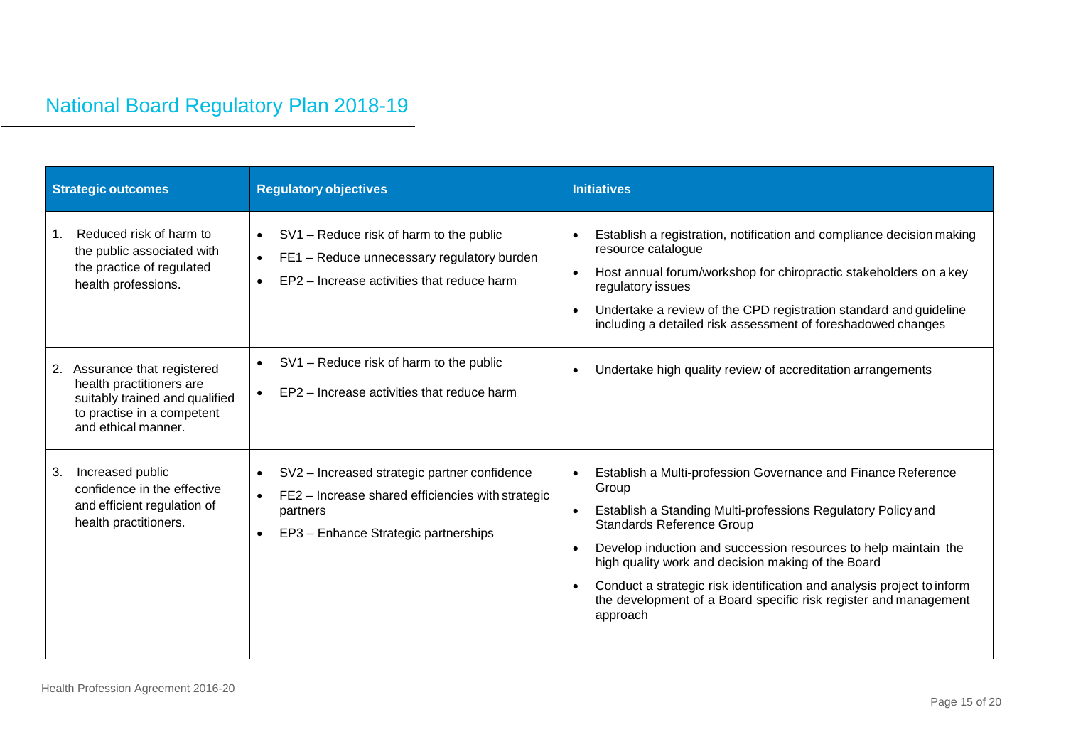## National Board Regulatory Plan 2018-19

| Strategic outcomes | Regulatory objectives | Initiatives |
|---|---|---|
| 1. Reduced risk of harm to the public associated with the practice of regulated health professions. | • SV1 – Reduce risk of harm to the public<br>• FE1 – Reduce unnecessary regulatory burden<br>• EP2 – Increase activities that reduce harm | • Establish a registration, notification and compliance decision making resource catalogue<br>• Host annual forum/workshop for chiropractic stakeholders on a key regulatory issues<br>• Undertake a review of the CPD registration standard and guideline including a detailed risk assessment of foreshadowed changes |
| 2. Assurance that registered health practitioners are suitably trained and qualified to practise in a competent and ethical manner. | • SV1 – Reduce risk of harm to the public<br>• EP2 – Increase activities that reduce harm | • Undertake high quality review of accreditation arrangements |
| 3. Increased public confidence in the effective and efficient regulation of health practitioners. | • SV2 – Increased strategic partner confidence<br>• FE2 – Increase shared efficiencies with strategic partners<br>• EP3 – Enhance Strategic partnerships | • Establish a Multi-profession Governance and Finance Reference Group<br>• Establish a Standing Multi-professions Regulatory Policy and Standards Reference Group<br>• Develop induction and succession resources to help maintain the high quality work and decision making of the Board<br>• Conduct a strategic risk identification and analysis project to inform the development of a Board specific risk register and management approach |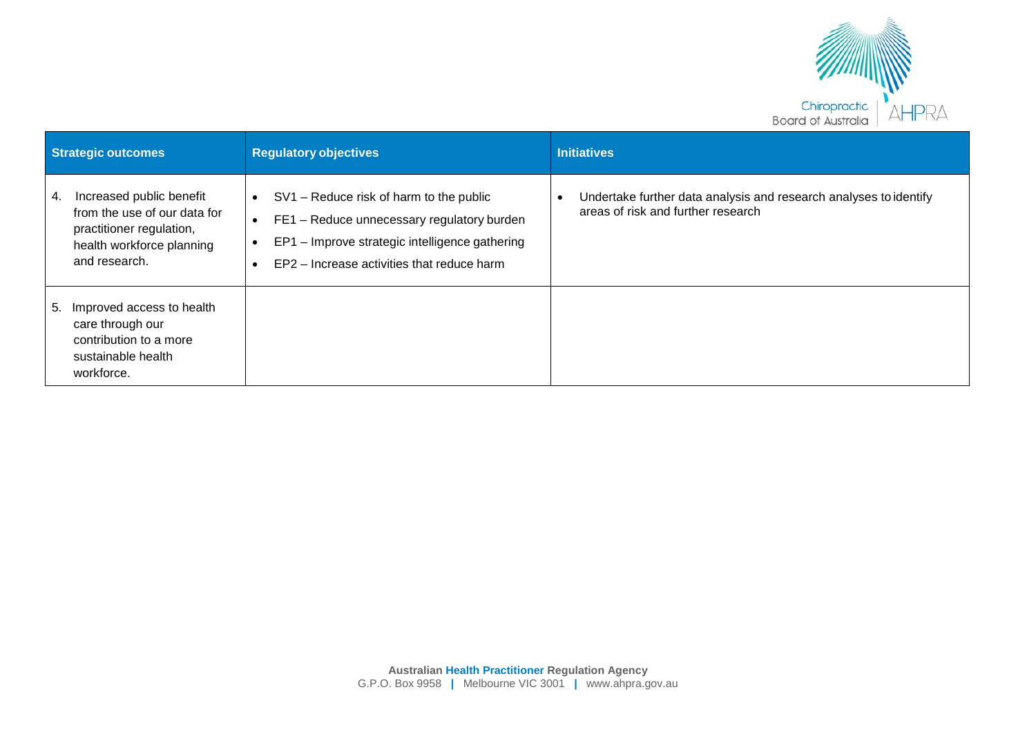| Strategic outcomes | Regulatory objectives | Initiatives |
|---|---|---|
| 4. Increased public benefit from the use of our data for practitioner regulation, health workforce planning and research. | • SV1 – Reduce risk of harm to the public<br>• FE1 – Reduce unnecessary regulatory burden<br>• EP1 – Improve strategic intelligence gathering<br>• EP2 – Increase activities that reduce harm | • Undertake further data analysis and research analyses to identify areas of risk and further research |
| 5. Improved access to health care through our contribution to a more sustainable health workforce. | | |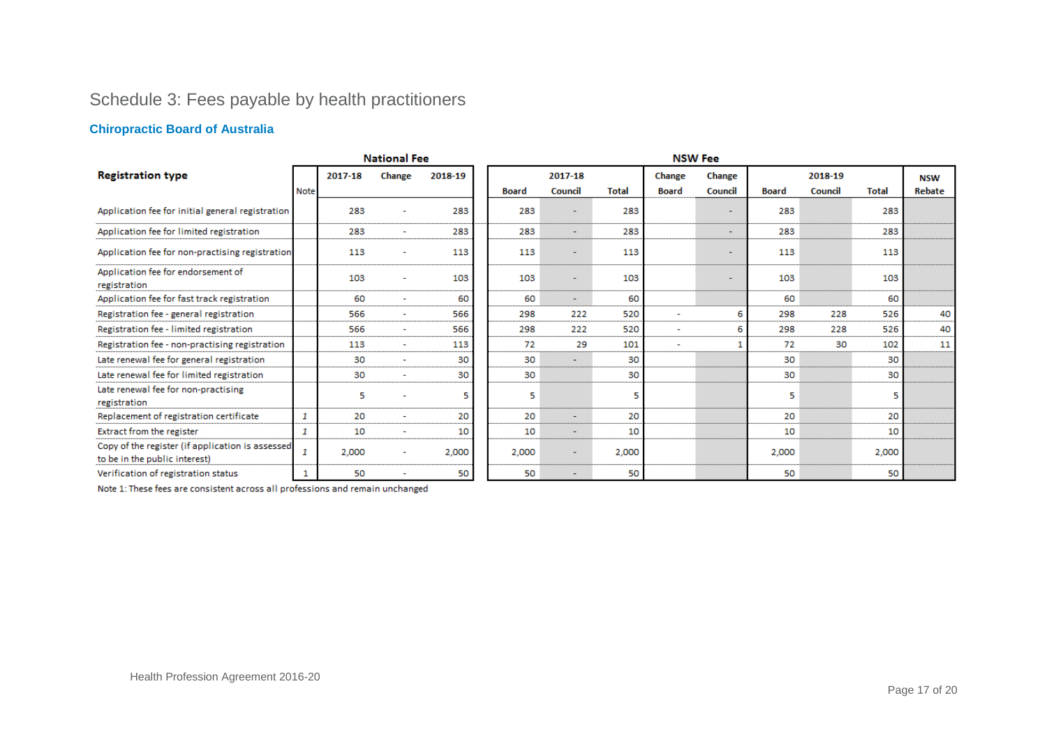# Schedule 3: Fees payable by health practitioners

## Chiropractic Board of Australia

| Registration type | Note | National Fee | | | NSW Fee | | | | | | | | |
|---|---|---|---|---|---|---|---|---|---|---|---|---|---|
| | | 2017-18 | Change | 2018-19 | 2017-18 | | | Change | Change | 2018-19 | | | NSW |
| | | | | | Board | Council | Total | Board | Council | Board | Council | Total | Rebate |
| Application fee for initial general registration | | 283 | - | 283 | 283 | - | 283 | | - | 283 | | 283 | |
| Application fee for limited registration | | 283 | - | 283 | 283 | - | 283 | | - | 283 | | 283 | |
| Application fee for non-practising registration | | 113 | - | 113 | 113 | - | 113 | | - | 113 | | 113 | |
| Application fee for endorsement of registration | | 103 | - | 103 | 103 | - | 103 | | - | 103 | | 103 | |
| Application fee for fast track registration | | 60 | - | 60 | 60 | - | 60 | | | 60 | | 60 | |
| Registration fee - general registration | | 566 | - | 566 | 298 | 222 | 520 | - | 6 | 298 | 228 | 526 | 40 |
| Registration fee - limited registration | | 566 | - | 566 | 298 | 222 | 520 | - | 6 | 298 | 228 | 526 | 40 |
| Registration fee - non-practising registration | | 113 | - | 113 | 72 | 29 | 101 | - | 1 | 72 | 30 | 102 | 11 |
| Late renewal fee for general registration | | 30 | - | 30 | 30 | - | 30 | | | 30 | | 30 | |
| Late renewal fee for limited registration | | 30 | - | 30 | 30 | | 30 | | | 30 | | 30 | |
| Late renewal fee for non-practising registration | | 5 | - | 5 | 5 | | 5 | | | 5 | | 5 | |
| Replacement of registration certificate | 1 | 20 | - | 20 | 20 | - | 20 | | | 20 | | 20 | |
| Extract from the register | 1 | 10 | - | 10 | 10 | - | 10 | | | 10 | | 10 | |
| Copy of the register (if application is assessed to be in the public interest) | 1 | 2,000 | - | 2,000 | 2,000 | - | 2,000 | | | 2,000 | | 2,000 | |
| Verification of registration status | 1 | 50 | - | 50 | 50 | - | 50 | | | 50 | | 50 | |

Note 1: These fees are consistent across all professions and remain unchanged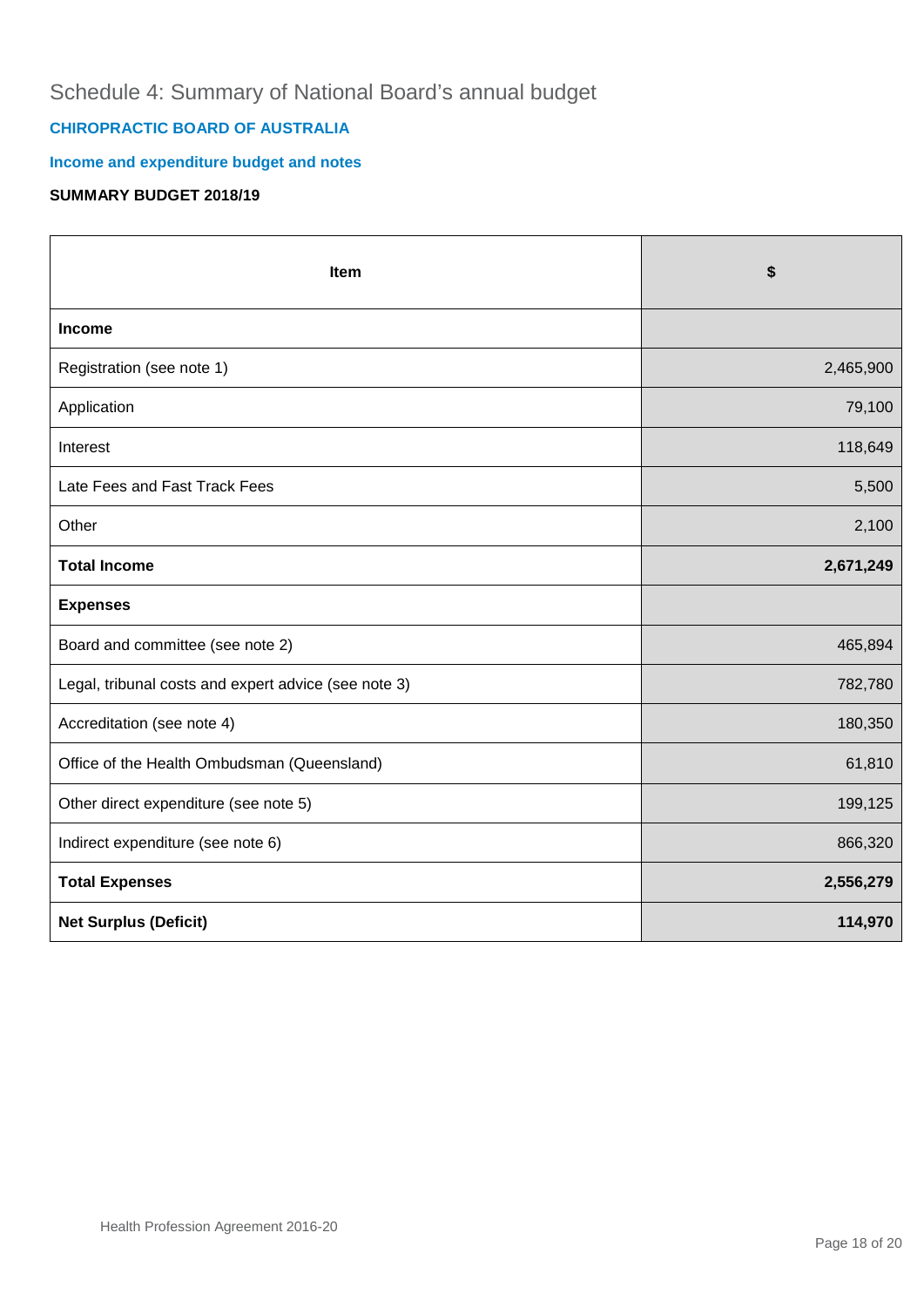# Schedule 4: Summary of National Board's annual budget

## CHIROPRACTIC BOARD OF AUSTRALIA

### Income and expenditure budget and notes

**SUMMARY BUDGET 2018/19**

| Item | $ |
|---|---|
| **Income** | |
| Registration (see note 1) | 2,465,900 |
| Application | 79,100 |
| Interest | 118,649 |
| Late Fees and Fast Track Fees | 5,500 |
| Other | 2,100 |
| **Total Income** | **2,671,249** |
| **Expenses** | |
| Board and committee (see note 2) | 465,894 |
| Legal, tribunal costs and expert advice (see note 3) | 782,780 |
| Accreditation (see note 4) | 180,350 |
| Office of the Health Ombudsman (Queensland) | 61,810 |
| Other direct expenditure (see note 5) | 199,125 |
| Indirect expenditure (see note 6) | 866,320 |
| **Total Expenses** | **2,556,279** |
| **Net Surplus (Deficit)** | **114,970** |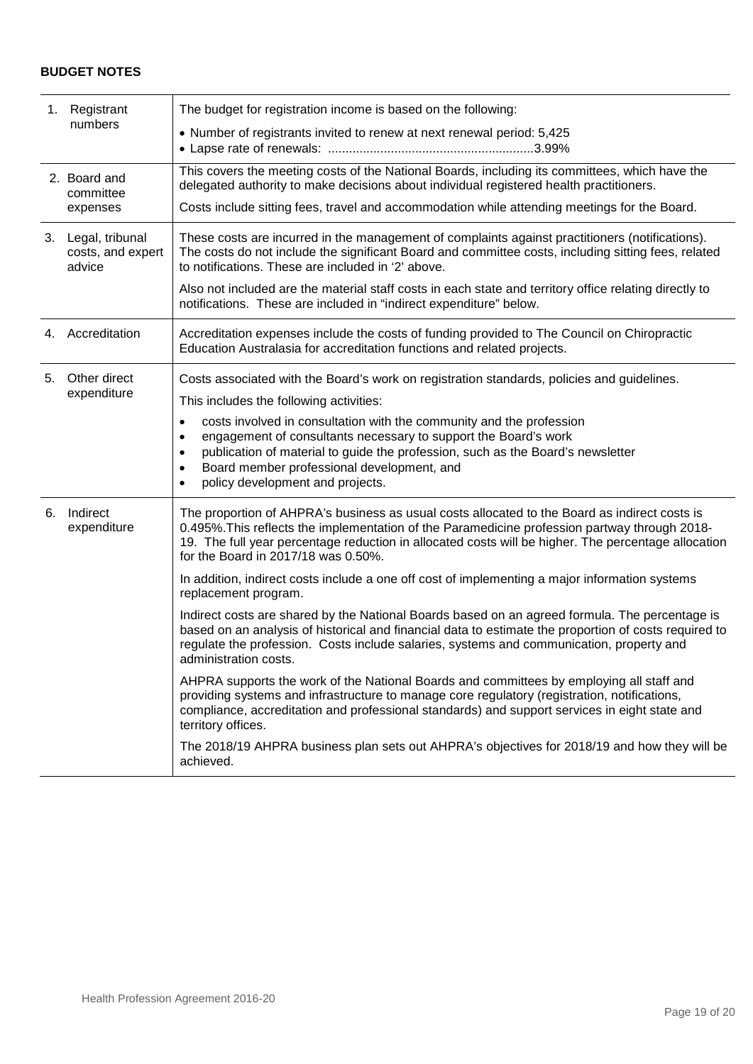**BUDGET NOTES**

| | |
|---|---|
| 1. Registrant numbers | The budget for registration income is based on the following:<br>• Number of registrants invited to renew at next renewal period: 5,425<br>• Lapse rate of renewals: ..........................................................3.99% |
| 2. Board and committee expenses | This covers the meeting costs of the National Boards, including its committees, which have the delegated authority to make decisions about individual registered health practitioners.<br>Costs include sitting fees, travel and accommodation while attending meetings for the Board. |
| 3. Legal, tribunal costs, and expert advice | These costs are incurred in the management of complaints against practitioners (notifications). The costs do not include the significant Board and committee costs, including sitting fees, related to notifications. These are included in '2' above.<br>Also not included are the material staff costs in each state and territory office relating directly to notifications. These are included in "indirect expenditure" below. |
| 4. Accreditation | Accreditation expenses include the costs of funding provided to The Council on Chiropractic Education Australasia for accreditation functions and related projects. |
| 5. Other direct expenditure | Costs associated with the Board's work on registration standards, policies and guidelines.<br>This includes the following activities:<br>• costs involved in consultation with the community and the profession<br>• engagement of consultants necessary to support the Board's work<br>• publication of material to guide the profession, such as the Board's newsletter<br>• Board member professional development, and<br>• policy development and projects. |
| 6. Indirect expenditure | The proportion of AHPRA's business as usual costs allocated to the Board as indirect costs is 0.495%.This reflects the implementation of the Paramedicine profession partway through 2018-19. The full year percentage reduction in allocated costs will be higher. The percentage allocation for the Board in 2017/18 was 0.50%.<br>In addition, indirect costs include a one off cost of implementing a major information systems replacement program.<br>Indirect costs are shared by the National Boards based on an agreed formula. The percentage is based on an analysis of historical and financial data to estimate the proportion of costs required to regulate the profession. Costs include salaries, systems and communication, property and administration costs.<br>AHPRA supports the work of the National Boards and committees by employing all staff and providing systems and infrastructure to manage core regulatory (registration, notifications, compliance, accreditation and professional standards) and support services in eight state and territory offices.<br>The 2018/19 AHPRA business plan sets out AHPRA's objectives for 2018/19 and how they will be achieved. |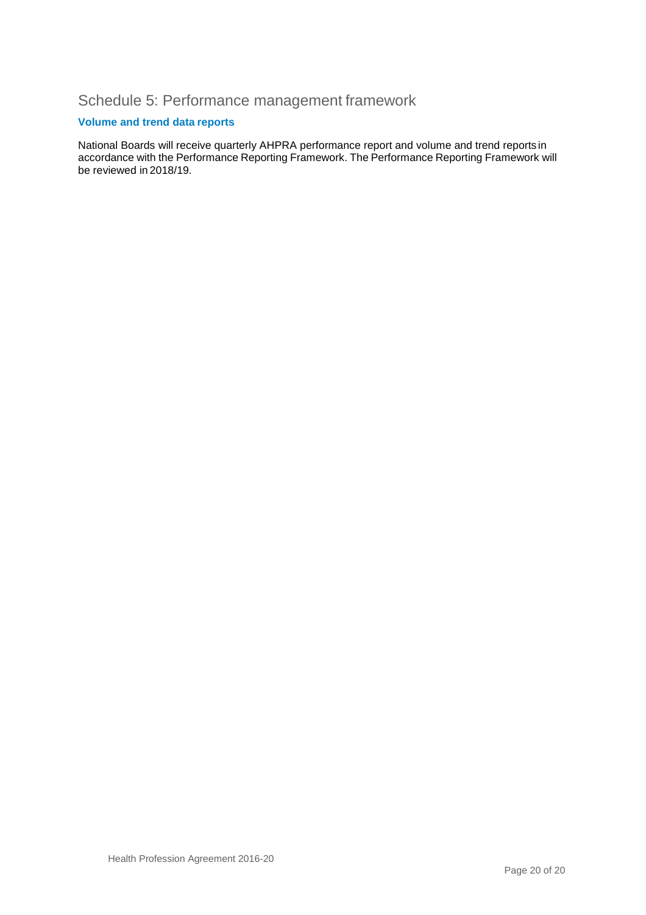# Schedule 5: Performance management framework

### Volume and trend data reports

National Boards will receive quarterly AHPRA performance report and volume and trend reports in accordance with the Performance Reporting Framework. The Performance Reporting Framework will be reviewed in 2018/19.